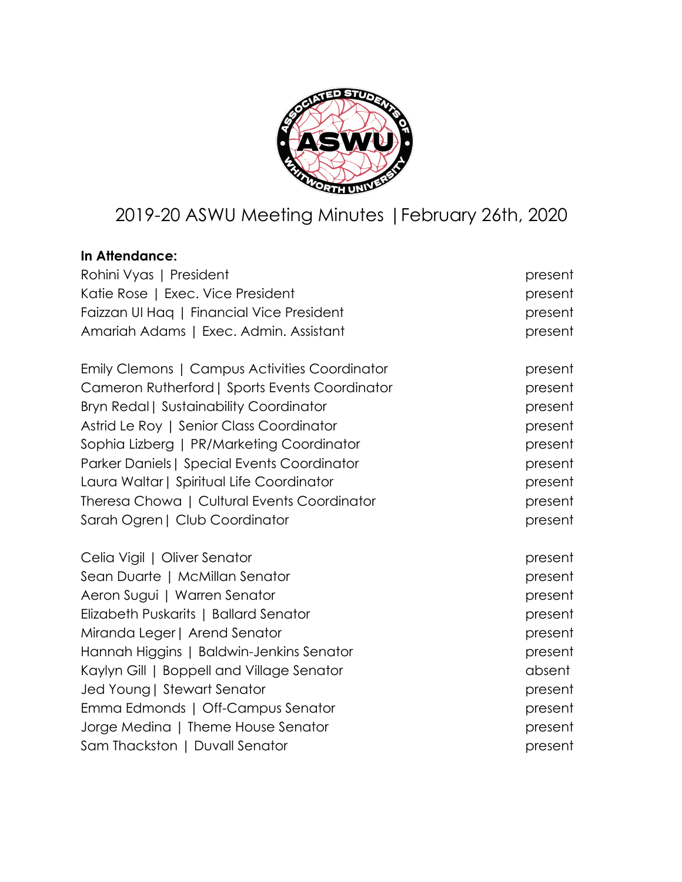# 2019-20 ASWU Meeting Minutes | February 26th, 2020

**In Attendance:**

| | |
|---|---|
| Rohini Vyas \| President | present |
| Katie Rose \| Exec. Vice President | present |
| Faizzan Ul Haq \| Financial Vice President | present |
| Amariah Adams \| Exec. Admin. Assistant | present |
| | |
| Emily Clemons \| Campus Activities Coordinator | present |
| Cameron Rutherford \| Sports Events Coordinator | present |
| Bryn Redal \| Sustainability Coordinator | present |
| Astrid Le Roy \| Senior Class Coordinator | present |
| Sophia Lizberg \| PR/Marketing Coordinator | present |
| Parker Daniels \| Special Events Coordinator | present |
| Laura Waltar \| Spiritual Life Coordinator | present |
| Theresa Chowa \| Cultural Events Coordinator | present |
| Sarah Ogren \| Club Coordinator | present |
| | |
| Celia Vigil \| Oliver Senator | present |
| Sean Duarte \| McMillan Senator | present |
| Aeron Sugui \| Warren Senator | present |
| Elizabeth Puskarits \| Ballard Senator | present |
| Miranda Leger \| Arend Senator | present |
| Hannah Higgins \| Baldwin-Jenkins Senator | present |
| Kaylyn Gill \| Boppell and Village Senator | absent |
| Jed Young \| Stewart Senator | present |
| Emma Edmonds \| Off-Campus Senator | present |
| Jorge Medina \| Theme House Senator | present |
| Sam Thackston \| Duvall Senator | present |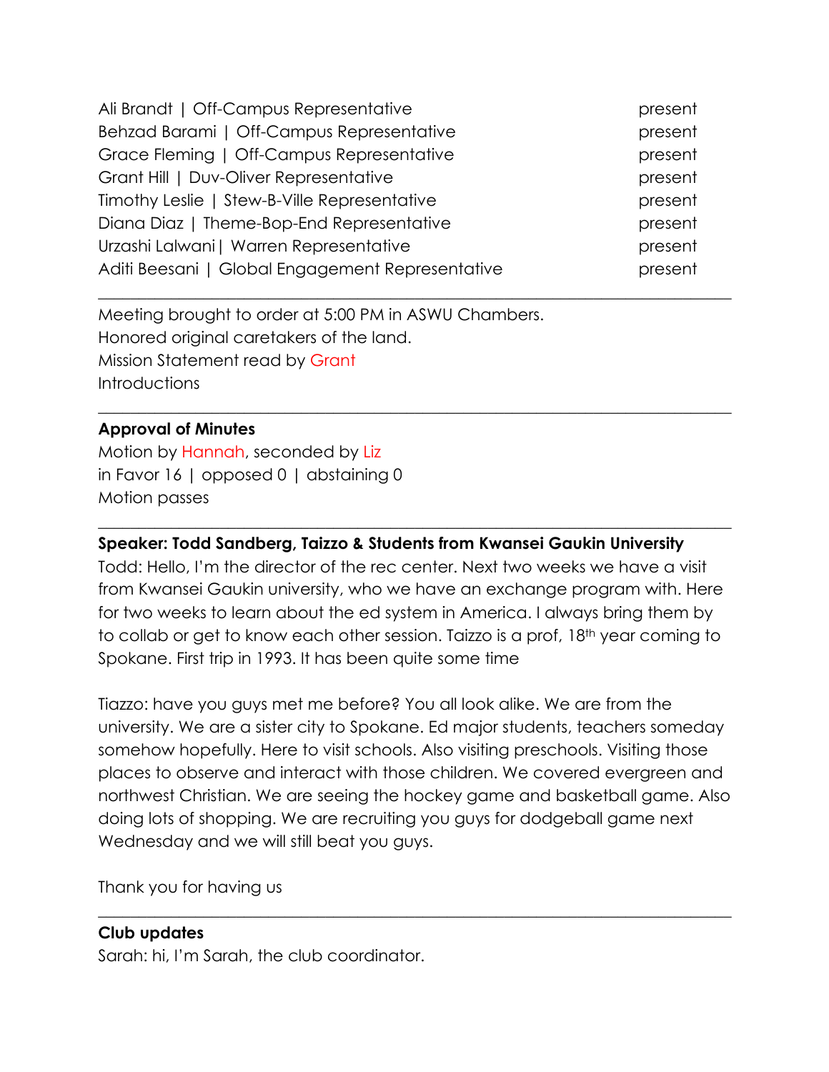| | |
|---|---|
| Ali Brandt \| Off-Campus Representative | present |
| Behzad Barami \| Off-Campus Representative | present |
| Grace Fleming \| Off-Campus Representative | present |
| Grant Hill \| Duv-Oliver Representative | present |
| Timothy Leslie \| Stew-B-Ville Representative | present |
| Diana Diaz \| Theme-Bop-End Representative | present |
| Urzashi Lalwani\| Warren Representative | present |
| Aditi Beesani \| Global Engagement Representative | present |

---

Meeting brought to order at 5:00 PM in ASWU Chambers.
Honored original caretakers of the land.
Mission Statement read by Grant
Introductions

---

**Approval of Minutes**
Motion by Hannah, seconded by Liz
in Favor 16 | opposed 0 | abstaining 0
Motion passes

---

**Speaker: Todd Sandberg, Taizzo & Students from Kwansei Gaukin University**
Todd: Hello, I'm the director of the rec center. Next two weeks we have a visit from Kwansei Gaukin university, who we have an exchange program with. Here for two weeks to learn about the ed system in America. I always bring them by to collab or get to know each other session. Taizzo is a prof, 18th year coming to Spokane. First trip in 1993. It has been quite some time

Tiazzo: have you guys met me before? You all look alike. We are from the university. We are a sister city to Spokane. Ed major students, teachers someday somehow hopefully. Here to visit schools. Also visiting preschools. Visiting those places to observe and interact with those children. We covered evergreen and northwest Christian. We are seeing the hockey game and basketball game. Also doing lots of shopping. We are recruiting you guys for dodgeball game next Wednesday and we will still beat you guys.

Thank you for having us

---

**Club updates**
Sarah: hi, I'm Sarah, the club coordinator.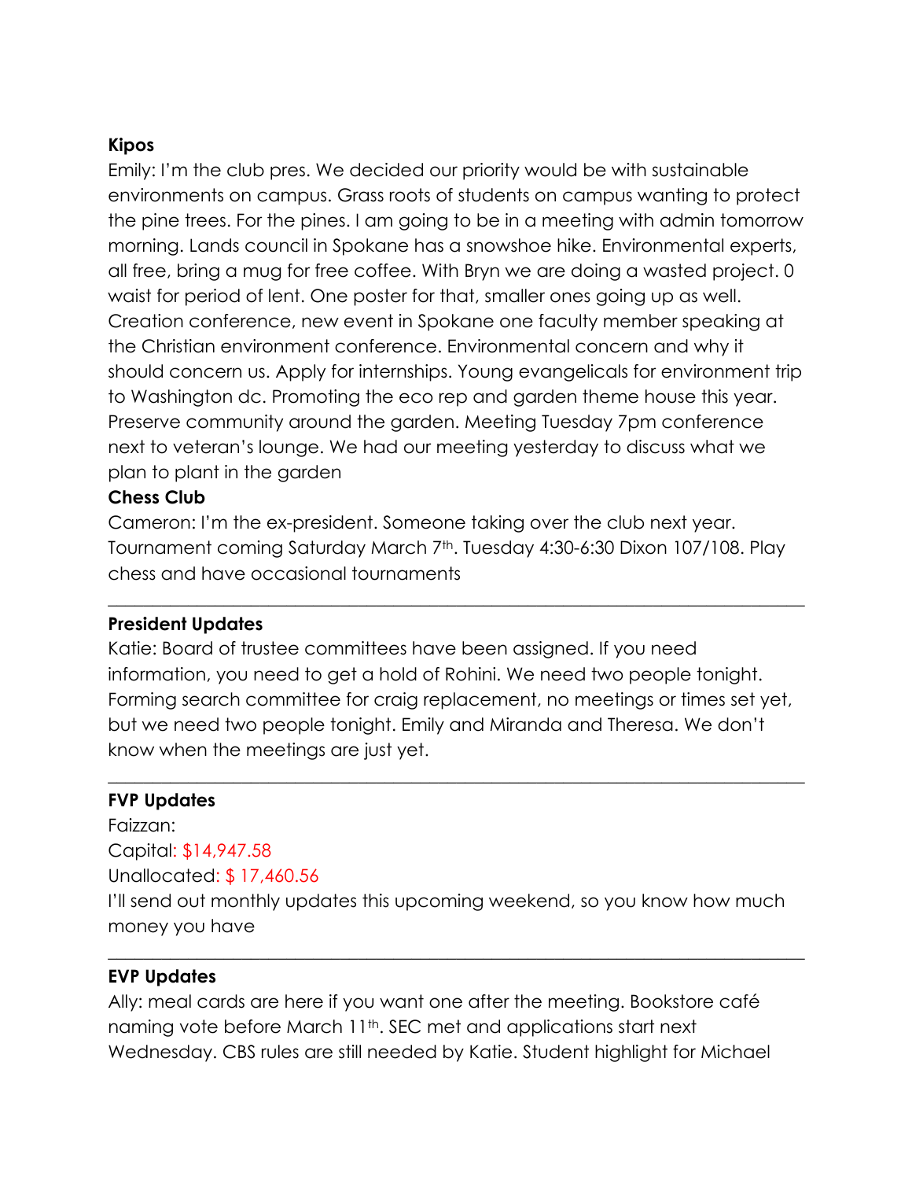**Kipos**

Emily: I'm the club pres. We decided our priority would be with sustainable environments on campus. Grass roots of students on campus wanting to protect the pine trees. For the pines. I am going to be in a meeting with admin tomorrow morning. Lands council in Spokane has a snowshoe hike. Environmental experts, all free, bring a mug for free coffee. With Bryn we are doing a wasted project. 0 waist for period of lent. One poster for that, smaller ones going up as well. Creation conference, new event in Spokane one faculty member speaking at the Christian environment conference. Environmental concern and why it should concern us. Apply for internships. Young evangelicals for environment trip to Washington dc. Promoting the eco rep and garden theme house this year. Preserve community around the garden. Meeting Tuesday 7pm conference next to veteran's lounge. We had our meeting yesterday to discuss what we plan to plant in the garden

**Chess Club**

Cameron: I'm the ex-president. Someone taking over the club next year. Tournament coming Saturday March 7th. Tuesday 4:30-6:30 Dixon 107/108. Play chess and have occasional tournaments

---

**President Updates**

Katie: Board of trustee committees have been assigned. If you need information, you need to get a hold of Rohini. We need two people tonight. Forming search committee for craig replacement, no meetings or times set yet, but we need two people tonight. Emily and Miranda and Theresa. We don't know when the meetings are just yet.

---

**FVP Updates**

Faizzan:

Capital: $14,947.58

Unallocated: $ 17,460.56

I'll send out monthly updates this upcoming weekend, so you know how much money you have

---

**EVP Updates**

Ally: meal cards are here if you want one after the meeting. Bookstore café naming vote before March 11th. SEC met and applications start next Wednesday. CBS rules are still needed by Katie. Student highlight for Michael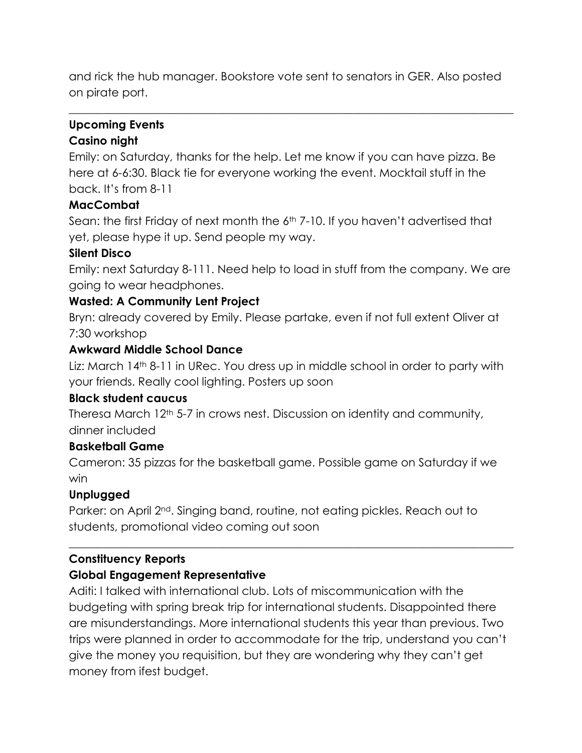and rick the hub manager. Bookstore vote sent to senators in GER. Also posted on pirate port.

---

**Upcoming Events**

**Casino night**

Emily: on Saturday, thanks for the help. Let me know if you can have pizza. Be here at 6-6:30. Black tie for everyone working the event. Mocktail stuff in the back. It's from 8-11

**MacCombat**

Sean: the first Friday of next month the 6th 7-10. If you haven't advertised that yet, please hype it up. Send people my way.

**Silent Disco**

Emily: next Saturday 8-111. Need help to load in stuff from the company. We are going to wear headphones.

**Wasted: A Community Lent Project**

Bryn: already covered by Emily. Please partake, even if not full extent Oliver at 7:30 workshop

**Awkward Middle School Dance**

Liz: March 14th 8-11 in URec. You dress up in middle school in order to party with your friends. Really cool lighting. Posters up soon

**Black student caucus**

Theresa March 12th 5-7 in crows nest. Discussion on identity and community, dinner included

**Basketball Game**

Cameron: 35 pizzas for the basketball game. Possible game on Saturday if we win

**Unplugged**

Parker: on April 2nd. Singing band, routine, not eating pickles. Reach out to students, promotional video coming out soon

---

**Constituency Reports**

**Global Engagement Representative**

Aditi: I talked with international club. Lots of miscommunication with the budgeting with spring break trip for international students. Disappointed there are misunderstandings. More international students this year than previous. Two trips were planned in order to accommodate for the trip, understand you can't give the money you requisition, but they are wondering why they can't get money from ifest budget.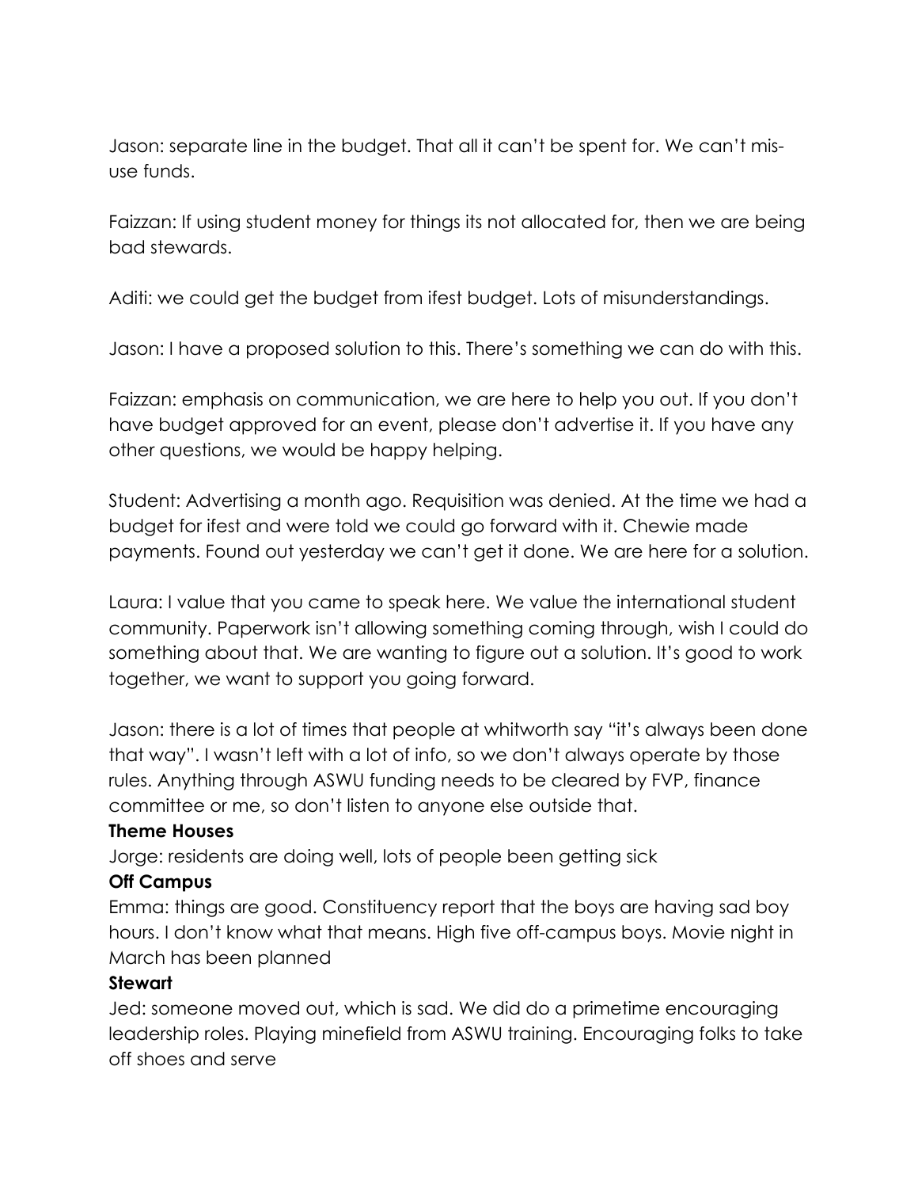Jason: separate line in the budget. That all it can't be spent for. We can't mis-use funds.

Faizzan: If using student money for things its not allocated for, then we are being bad stewards.

Aditi: we could get the budget from ifest budget. Lots of misunderstandings.

Jason: I have a proposed solution to this. There's something we can do with this.

Faizzan: emphasis on communication, we are here to help you out. If you don't have budget approved for an event, please don't advertise it. If you have any other questions, we would be happy helping.

Student: Advertising a month ago. Requisition was denied. At the time we had a budget for ifest and were told we could go forward with it. Chewie made payments. Found out yesterday we can't get it done. We are here for a solution.

Laura: I value that you came to speak here. We value the international student community. Paperwork isn't allowing something coming through, wish I could do something about that. We are wanting to figure out a solution. It's good to work together, we want to support you going forward.

Jason: there is a lot of times that people at whitworth say "it's always been done that way". I wasn't left with a lot of info, so we don't always operate by those rules. Anything through ASWU funding needs to be cleared by FVP, finance committee or me, so don't listen to anyone else outside that.

**Theme Houses**

Jorge: residents are doing well, lots of people been getting sick

**Off Campus**

Emma: things are good. Constituency report that the boys are having sad boy hours. I don't know what that means. High five off-campus boys. Movie night in March has been planned

**Stewart**

Jed: someone moved out, which is sad. We did do a primetime encouraging leadership roles. Playing minefield from ASWU training. Encouraging folks to take off shoes and serve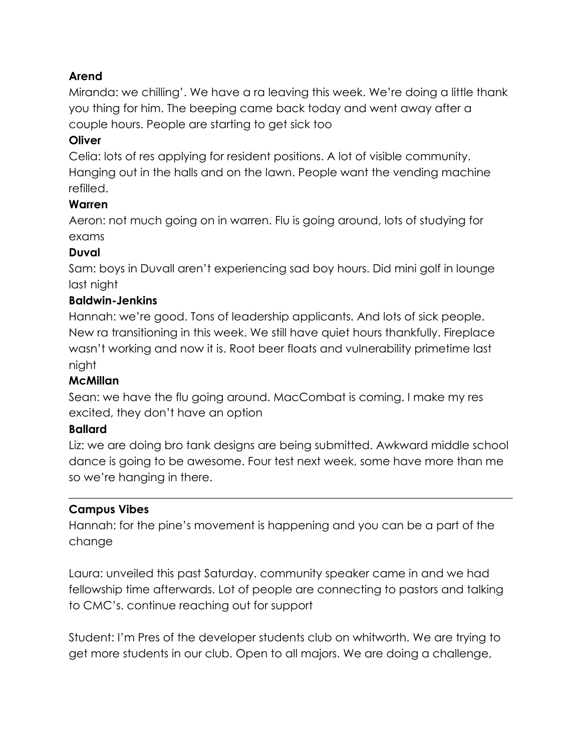**Arend**

Miranda: we chilling'. We have a ra leaving this week. We're doing a little thank you thing for him. The beeping came back today and went away after a couple hours. People are starting to get sick too

**Oliver**

Celia: lots of res applying for resident positions. A lot of visible community. Hanging out in the halls and on the lawn. People want the vending machine refilled.

**Warren**

Aeron: not much going on in warren. Flu is going around, lots of studying for exams

**Duval**

Sam: boys in Duvall aren't experiencing sad boy hours. Did mini golf in lounge last night

**Baldwin-Jenkins**

Hannah: we're good. Tons of leadership applicants. And lots of sick people. New ra transitioning in this week. We still have quiet hours thankfully. Fireplace wasn't working and now it is. Root beer floats and vulnerability primetime last night

**McMillan**

Sean: we have the flu going around. MacCombat is coming. I make my res excited, they don't have an option

**Ballard**

Liz: we are doing bro tank designs are being submitted. Awkward middle school dance is going to be awesome. Four test next week, some have more than me so we're hanging in there.

---

**Campus Vibes**

Hannah: for the pine's movement is happening and you can be a part of the change

Laura: unveiled this past Saturday. community speaker came in and we had fellowship time afterwards. Lot of people are connecting to pastors and talking to CMC's. continue reaching out for support

Student: I'm Pres of the developer students club on whitworth. We are trying to get more students in our club. Open to all majors. We are doing a challenge,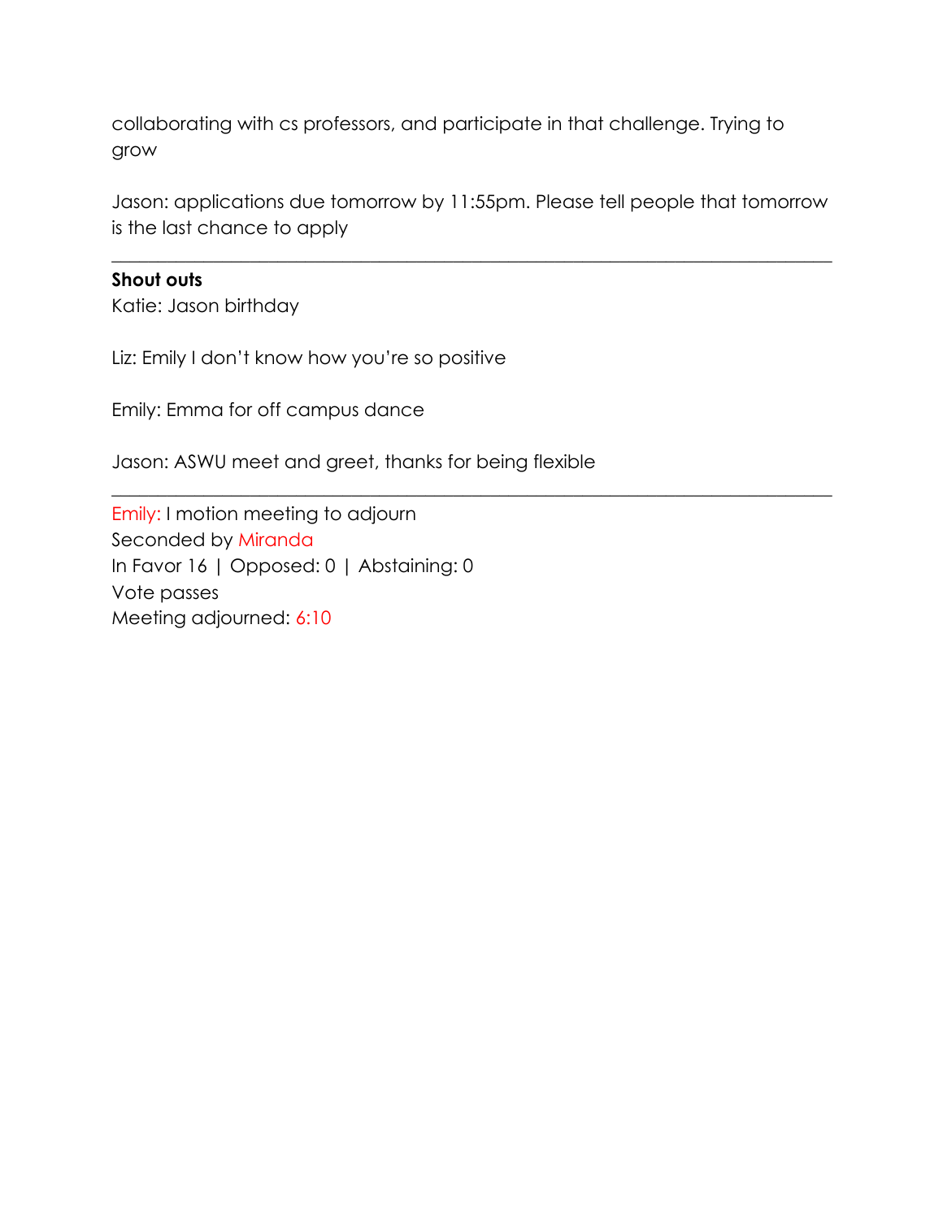collaborating with cs professors, and participate in that challenge. Trying to grow

Jason: applications due tomorrow by 11:55pm. Please tell people that tomorrow is the last chance to apply

---

**Shout outs**

Katie: Jason birthday

Liz: Emily I don't know how you're so positive

Emily: Emma for off campus dance

Jason: ASWU meet and greet, thanks for being flexible

---

Emily: I motion meeting to adjourn
Seconded by Miranda
In Favor 16 | Opposed: 0 | Abstaining: 0
Vote passes
Meeting adjourned: 6:10